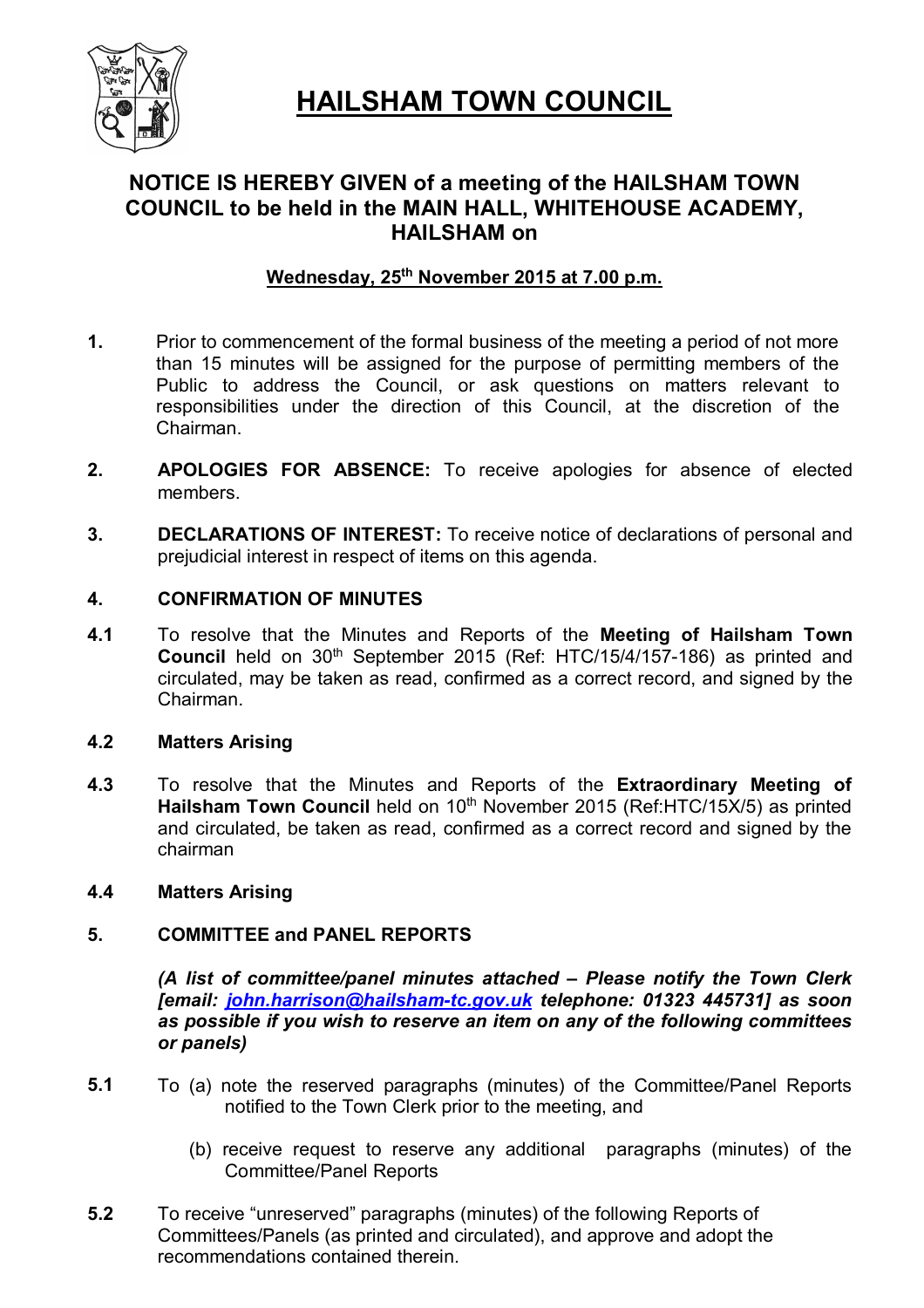# HAILSHAM TOWN COUNCIL

## NOTICE IS HEREBY GIVEN of a meeting of the HAILSHAM TOWN COUNCIL to be held in the MAIN HALL, WHITEHOUSE ACADEMY, HAILSHAM on

**Wednesday, 25th November 2015 at 7.00 p.m.**

**1.** Prior to commencement of the formal business of the meeting a period of not more than 15 minutes will be assigned for the purpose of permitting members of the Public to address the Council, or ask questions on matters relevant to responsibilities under the direction of this Council, at the discretion of the Chairman.

**2.** **APOLOGIES FOR ABSENCE:** To receive apologies for absence of elected members.

**3.** **DECLARATIONS OF INTEREST:** To receive notice of declarations of personal and prejudicial interest in respect of items on this agenda.

**4.** **CONFIRMATION OF MINUTES**

**4.1** To resolve that the Minutes and Reports of the **Meeting of Hailsham Town Council** held on 30th September 2015 (Ref: HTC/15/4/157-186) as printed and circulated, may be taken as read, confirmed as a correct record, and signed by the Chairman.

**4.2** **Matters Arising**

**4.3** To resolve that the Minutes and Reports of the **Extraordinary Meeting of Hailsham Town Council** held on 10th November 2015 (Ref:HTC/15X/5) as printed and circulated, be taken as read, confirmed as a correct record and signed by the chairman

**4.4** **Matters Arising**

**5.** **COMMITTEE and PANEL REPORTS**

***(A list of committee/panel minutes attached – Please notify the Town Clerk [email: john.harrison@hailsham-tc.gov.uk telephone: 01323 445731] as soon as possible if you wish to reserve an item on any of the following committees or panels)***

**5.1** To (a) note the reserved paragraphs (minutes) of the Committee/Panel Reports notified to the Town Clerk prior to the meeting, and

(b) receive request to reserve any additional paragraphs (minutes) of the Committee/Panel Reports

**5.2** To receive "unreserved" paragraphs (minutes) of the following Reports of Committees/Panels (as printed and circulated), and approve and adopt the recommendations contained therein.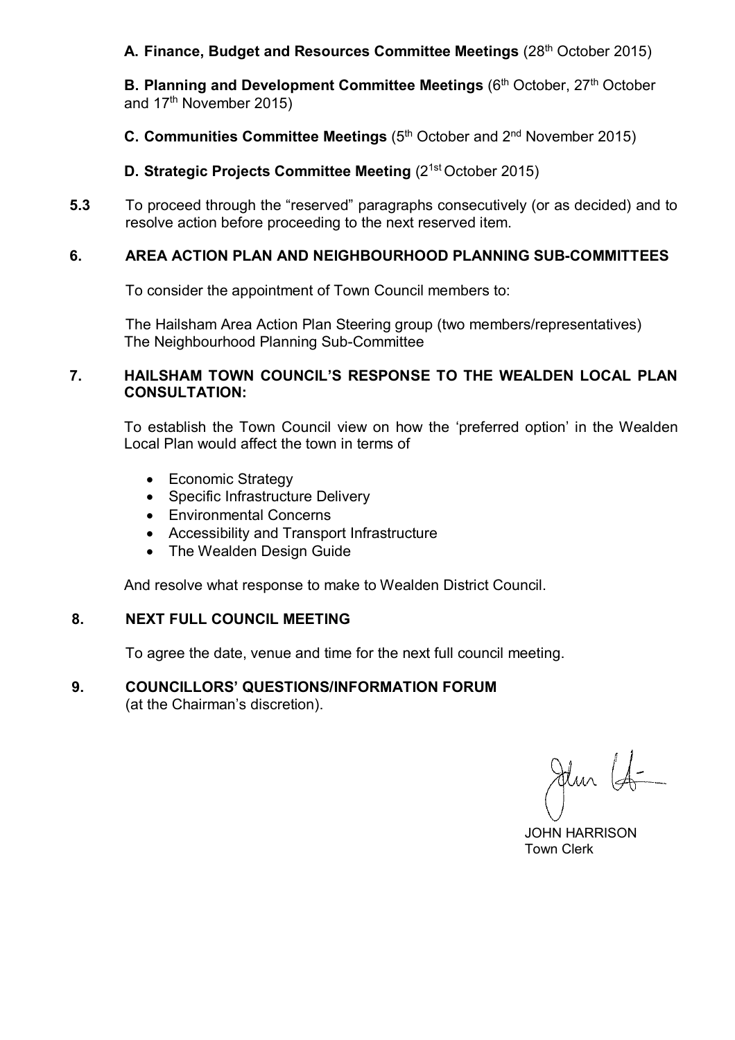**A. Finance, Budget and Resources Committee Meetings** (28th October 2015)

**B. Planning and Development Committee Meetings** (6th October, 27th October and 17th November 2015)

**C. Communities Committee Meetings** (5th October and 2nd November 2015)

**D. Strategic Projects Committee Meeting** (21st October 2015)

**5.3** To proceed through the "reserved" paragraphs consecutively (or as decided) and to resolve action before proceeding to the next reserved item.

## 6. AREA ACTION PLAN AND NEIGHBOURHOOD PLANNING SUB-COMMITTEES

To consider the appointment of Town Council members to:

The Hailsham Area Action Plan Steering group (two members/representatives)
The Neighbourhood Planning Sub-Committee

## 7. HAILSHAM TOWN COUNCIL'S RESPONSE TO THE WEALDEN LOCAL PLAN CONSULTATION:

To establish the Town Council view on how the 'preferred option' in the Wealden Local Plan would affect the town in terms of

- Economic Strategy
- Specific Infrastructure Delivery
- Environmental Concerns
- Accessibility and Transport Infrastructure
- The Wealden Design Guide

And resolve what response to make to Wealden District Council.

## 8. NEXT FULL COUNCIL MEETING

To agree the date, venue and time for the next full council meeting.

## 9. COUNCILLORS' QUESTIONS/INFORMATION FORUM

(at the Chairman's discretion).

JOHN HARRISON
Town Clerk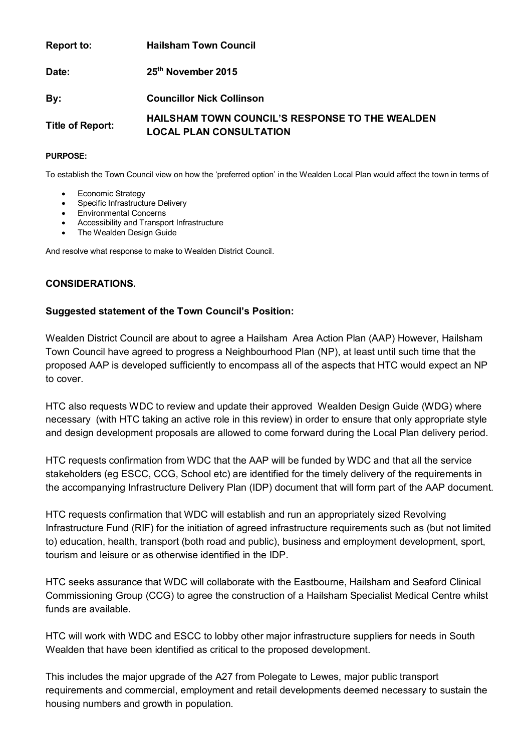| | |
|---|---|
| **Report to:** | **Hailsham Town Council** |
| **Date:** | **25th November 2015** |
| **By:** | **Councillor Nick Collinson** |
| **Title of Report:** | **HAILSHAM TOWN COUNCIL'S RESPONSE TO THE WEALDEN LOCAL PLAN CONSULTATION** |

**PURPOSE:**

To establish the Town Council view on how the 'preferred option' in the Wealden Local Plan would affect the town in terms of

- Economic Strategy
- Specific Infrastructure Delivery
- Environmental Concerns
- Accessibility and Transport Infrastructure
- The Wealden Design Guide

And resolve what response to make to Wealden District Council.

**CONSIDERATIONS.**

**Suggested statement of the Town Council's Position:**

Wealden District Council are about to agree a Hailsham Area Action Plan (AAP) However, Hailsham Town Council have agreed to progress a Neighbourhood Plan (NP), at least until such time that the proposed AAP is developed sufficiently to encompass all of the aspects that HTC would expect an NP to cover.

HTC also requests WDC to review and update their approved Wealden Design Guide (WDG) where necessary (with HTC taking an active role in this review) in order to ensure that only appropriate style and design development proposals are allowed to come forward during the Local Plan delivery period.

HTC requests confirmation from WDC that the AAP will be funded by WDC and that all the service stakeholders (eg ESCC, CCG, School etc) are identified for the timely delivery of the requirements in the accompanying Infrastructure Delivery Plan (IDP) document that will form part of the AAP document.

HTC requests confirmation that WDC will establish and run an appropriately sized Revolving Infrastructure Fund (RIF) for the initiation of agreed infrastructure requirements such as (but not limited to) education, health, transport (both road and public), business and employment development, sport, tourism and leisure or as otherwise identified in the IDP.

HTC seeks assurance that WDC will collaborate with the Eastbourne, Hailsham and Seaford Clinical Commissioning Group (CCG) to agree the construction of a Hailsham Specialist Medical Centre whilst funds are available.

HTC will work with WDC and ESCC to lobby other major infrastructure suppliers for needs in South Wealden that have been identified as critical to the proposed development.

This includes the major upgrade of the A27 from Polegate to Lewes, major public transport requirements and commercial, employment and retail developments deemed necessary to sustain the housing numbers and growth in population.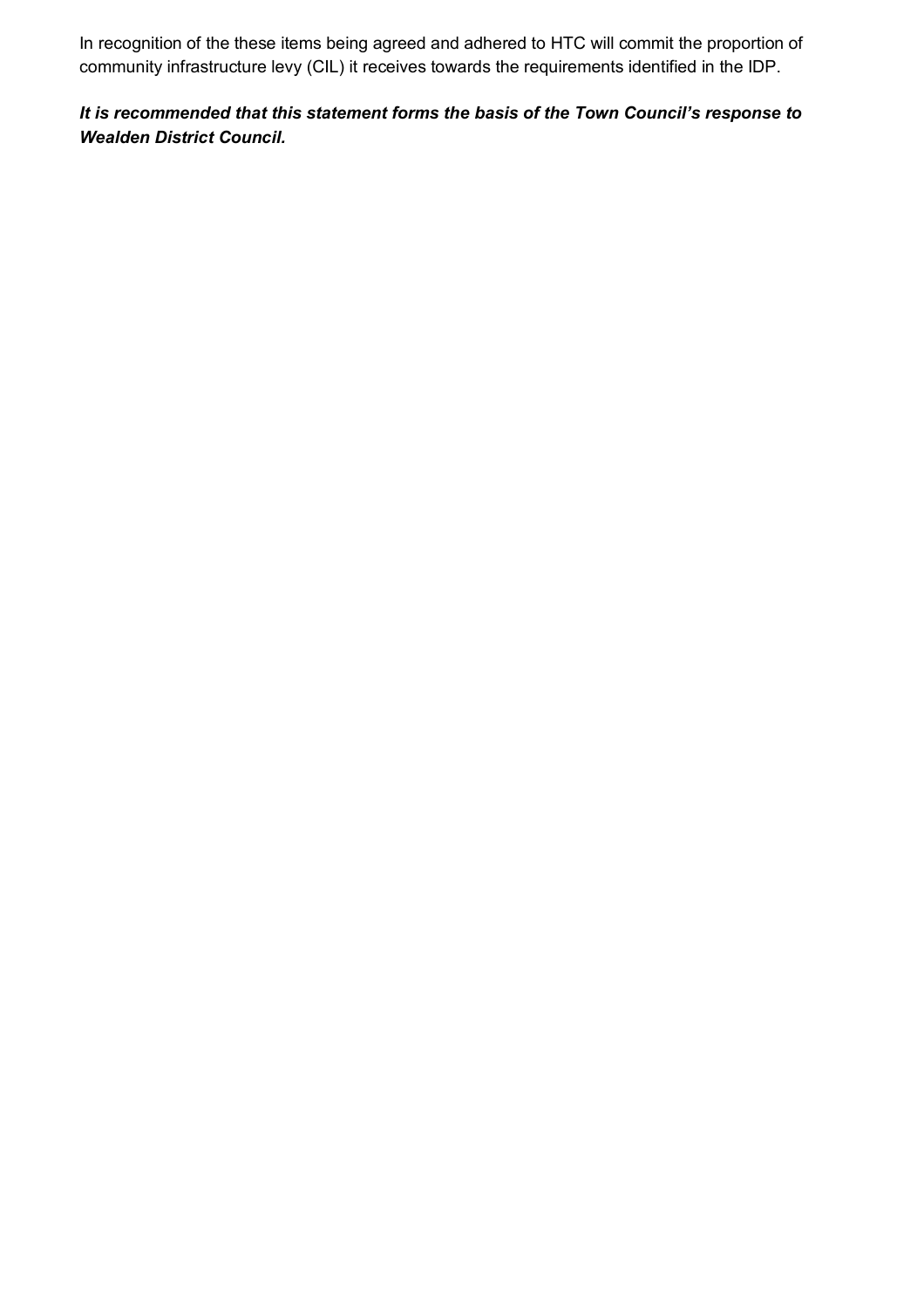In recognition of the these items being agreed and adhered to HTC will commit the proportion of community infrastructure levy (CIL) it receives towards the requirements identified in the IDP.

***It is recommended that this statement forms the basis of the Town Council's response to Wealden District Council.***